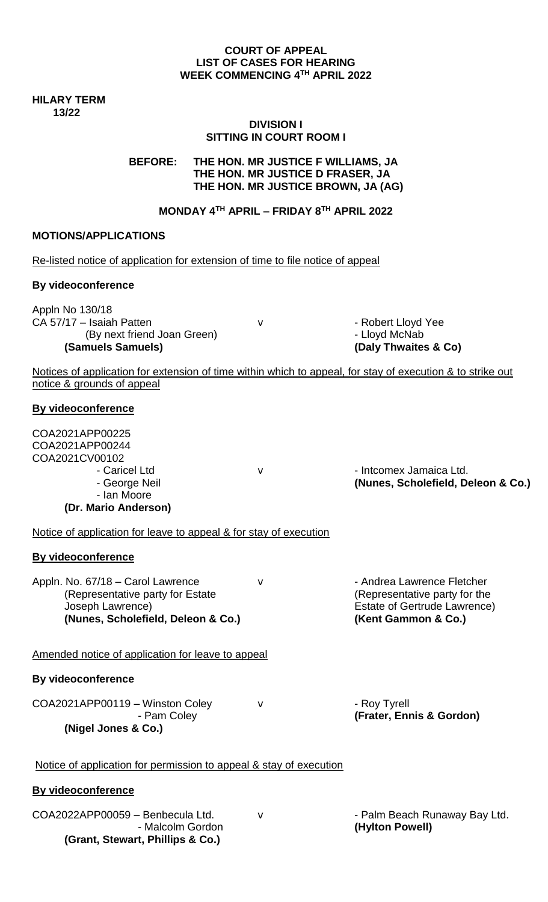**COURT OF APPEAL**
**LIST OF CASES FOR HEARING**
**WEEK COMMENCING 4TH APRIL 2022**

**HILARY TERM**
**13/22**

**DIVISION I**
**SITTING IN COURT ROOM I**

**BEFORE: THE HON. MR JUSTICE F WILLIAMS, JA**
**THE HON. MR JUSTICE D FRASER, JA**
**THE HON. MR JUSTICE BROWN, JA (AG)**

**MONDAY 4TH APRIL – FRIDAY 8TH APRIL 2022**

**MOTIONS/APPLICATIONS**

Re-listed notice of application for extension of time to file notice of appeal

**By videoconference**

Appln No 130/18
CA 57/17 – Isaiah Patten v - Robert Lloyd Yee
(By next friend Joan Green) - Lloyd McNab
**(Samuels Samuels)** **(Daly Thwaites & Co)**

Notices of application for extension of time within which to appeal, for stay of execution & to strike out notice & grounds of appeal

**By videoconference**

COA2021APP00225
COA2021APP00244
COA2021CV00102
- Caricel Ltd v - Intcomex Jamaica Ltd.
- George Neil **(Nunes, Scholefield, Deleon & Co.)**
- Ian Moore
**(Dr. Mario Anderson)**

Notice of application for leave to appeal & for stay of execution

**By videoconference**

Appln. No. 67/18 – Carol Lawrence v - Andrea Lawrence Fletcher
(Representative party for Estate (Representative party for the
Joseph Lawrence) Estate of Gertrude Lawrence)
**(Nunes, Scholefield, Deleon & Co.)** **(Kent Gammon & Co.)**

Amended notice of application for leave to appeal

**By videoconference**

COA2021APP00119 – Winston Coley v - Roy Tyrell
- Pam Coley **(Frater, Ennis & Gordon)**
**(Nigel Jones & Co.)**

Notice of application for permission to appeal & stay of execution

**By videoconference**

COA2022APP00059 – Benbecula Ltd. v - Palm Beach Runaway Bay Ltd.
- Malcolm Gordon **(Hylton Powell)**
**(Grant, Stewart, Phillips & Co.)**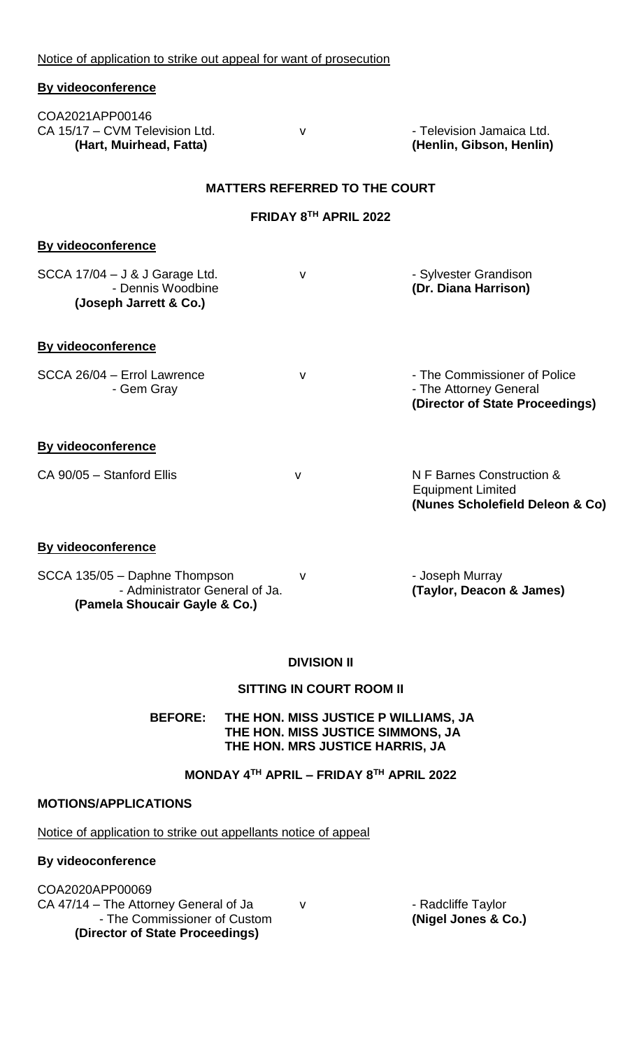Notice of application to strike out appeal for want of prosecution

**By videoconference**

COA2021APP00146
CA 15/17 – CVM Television Ltd. v - Television Jamaica Ltd.
**(Hart, Muirhead, Fatta)** **(Henlin, Gibson, Henlin)**

**MATTERS REFERRED TO THE COURT**

**FRIDAY 8TH APRIL 2022**

**By videoconference**

SCCA 17/04 – J & J Garage Ltd. v - Sylvester Grandison
- Dennis Woodbine **(Dr. Diana Harrison)**
**(Joseph Jarrett & Co.)**

**By videoconference**

SCCA 26/04 – Errol Lawrence v - The Commissioner of Police
- Gem Gray - The Attorney General
**(Director of State Proceedings)**

**By videoconference**

CA 90/05 – Stanford Ellis v N F Barnes Construction & Equipment Limited
**(Nunes Scholefield Deleon & Co)**

**By videoconference**

SCCA 135/05 – Daphne Thompson v - Joseph Murray
- Administrator General of Ja. **(Taylor, Deacon & James)**
**(Pamela Shoucair Gayle & Co.)**

**DIVISION II**

**SITTING IN COURT ROOM II**

**BEFORE: THE HON. MISS JUSTICE P WILLIAMS, JA**
**THE HON. MISS JUSTICE SIMMONS, JA**
**THE HON. MRS JUSTICE HARRIS, JA**

**MONDAY 4TH APRIL – FRIDAY 8TH APRIL 2022**

**MOTIONS/APPLICATIONS**

Notice of application to strike out appellants notice of appeal

**By videoconference**

COA2020APP00069
CA 47/14 – The Attorney General of Ja v - Radcliffe Taylor
- The Commissioner of Custom **(Nigel Jones & Co.)**
**(Director of State Proceedings)**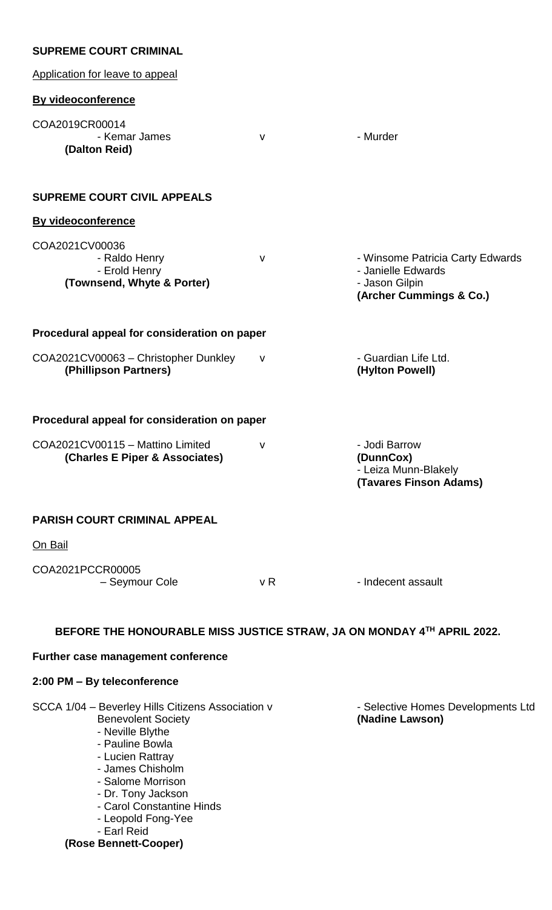**SUPREME COURT CRIMINAL**

Application for leave to appeal

**By videoconference**

| | | |
|---|---|---|
| COA2019CR00014<br>- Kemar James<br>**(Dalton Reid)** | v | - Murder |

**SUPREME COURT CIVIL APPEALS**

**By videoconference**

| | | |
|---|---|---|
| COA2021CV00036<br>- Raldo Henry<br>- Erold Henry<br>**(Townsend, Whyte & Porter)** | v | - Winsome Patricia Carty Edwards<br>- Janielle Edwards<br>- Jason Gilpin<br>**(Archer Cummings & Co.)** |

**Procedural appeal for consideration on paper**

| | | |
|---|---|---|
| COA2021CV00063 – Christopher Dunkley<br>**(Phillipson Partners)** | v | - Guardian Life Ltd.<br>**(Hylton Powell)** |

**Procedural appeal for consideration on paper**

| | | |
|---|---|---|
| COA2021CV00115 – Mattino Limited<br>**(Charles E Piper & Associates)** | v | - Jodi Barrow<br>**(DunnCox)**<br>- Leiza Munn-Blakely<br>**(Tavares Finson Adams)** |

**PARISH COURT CRIMINAL APPEAL**

On Bail

| | | |
|---|---|---|
| COA2021PCCR00005<br>– Seymour Cole | v R | - Indecent assault |

**BEFORE THE HONOURABLE MISS JUSTICE STRAW, JA ON MONDAY 4TH APRIL 2022.**

**Further case management conference**

**2:00 PM – By teleconference**

| | |
|---|---|
| SCCA 1/04 – Beverley Hills Citizens Association v<br>Benevolent Society<br>- Neville Blythe<br>- Pauline Bowla<br>- Lucien Rattray<br>- James Chisholm<br>- Salome Morrison<br>- Dr. Tony Jackson<br>- Carol Constantine Hinds<br>- Leopold Fong-Yee<br>- Earl Reid<br>**(Rose Bennett-Cooper)** | - Selective Homes Developments Ltd<br>**(Nadine Lawson)** |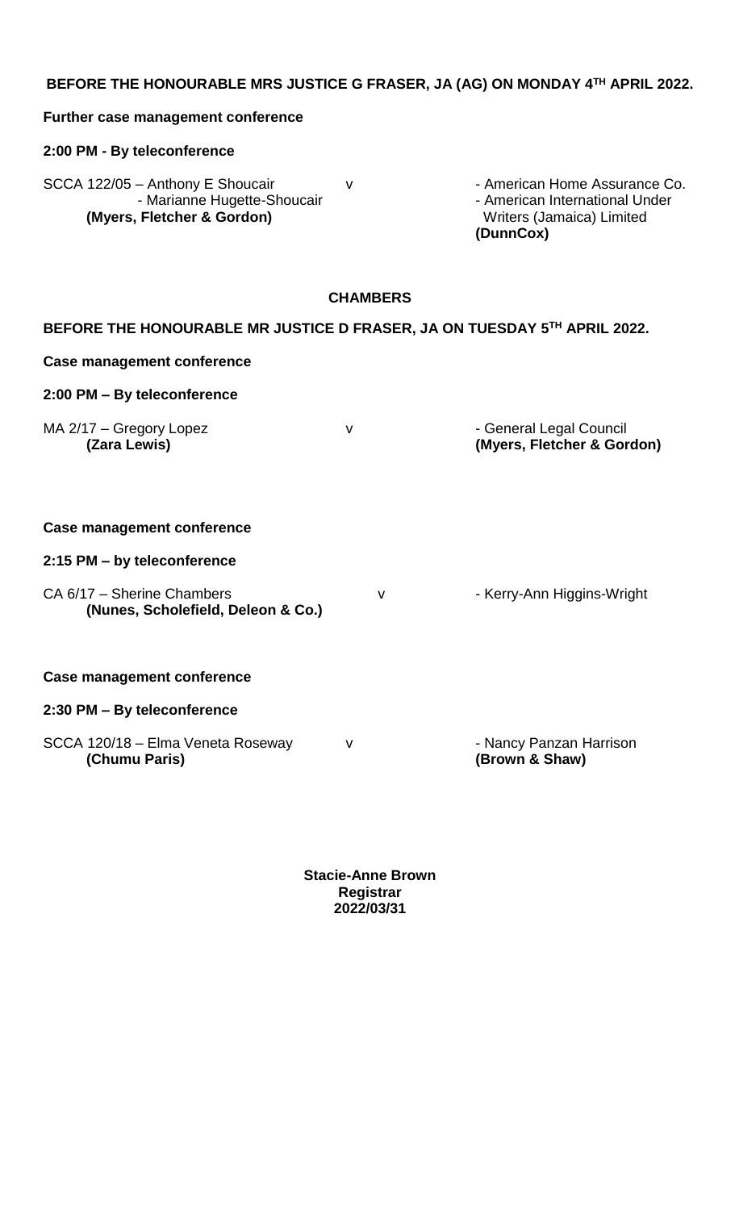**BEFORE THE HONOURABLE MRS JUSTICE G FRASER, JA (AG) ON MONDAY 4TH APRIL 2022.**

**Further case management conference**

**2:00 PM - By teleconference**

| | | |
|---|---|---|
| SCCA 122/05 – Anthony E Shoucair<br>- Marianne Hugette-Shoucair<br>**(Myers, Fletcher & Gordon)** | v | - American Home Assurance Co.<br>- American International Under Writers (Jamaica) Limited<br>**(DunnCox)** |

**CHAMBERS**

**BEFORE THE HONOURABLE MR JUSTICE D FRASER, JA ON TUESDAY 5TH APRIL 2022.**

**Case management conference**

**2:00 PM – By teleconference**

| | | |
|---|---|---|
| MA 2/17 – Gregory Lopez<br>**(Zara Lewis)** | v | - General Legal Council<br>**(Myers, Fletcher & Gordon)** |

**Case management conference**

**2:15 PM – by teleconference**

| | | |
|---|---|---|
| CA 6/17 – Sherine Chambers<br>**(Nunes, Scholefield, Deleon & Co.)** | v | - Kerry-Ann Higgins-Wright |

**Case management conference**

**2:30 PM – By teleconference**

| | | |
|---|---|---|
| SCCA 120/18 – Elma Veneta Roseway<br>**(Chumu Paris)** | v | - Nancy Panzan Harrison<br>**(Brown & Shaw)** |

**Stacie-Anne Brown**
**Registrar**
**2022/03/31**